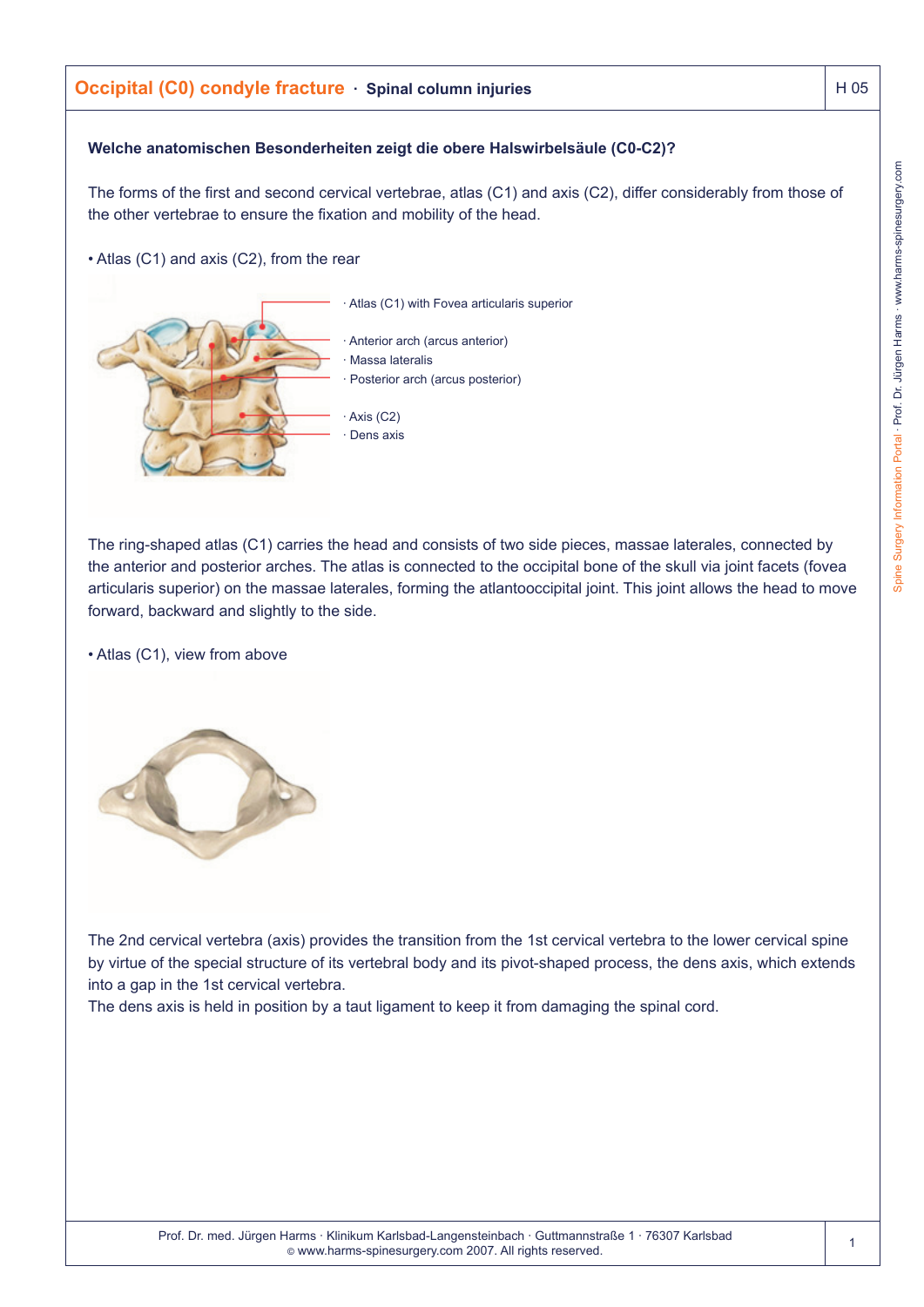# Occipital (C0) condyle fracture · Spinal column injuries

**Welche anatomischen Besonderheiten zeigt die obere Halswirbelsäule (C0-C2)?**

The forms of the first and second cervical vertebrae, atlas (C1) and axis (C2), differ considerably from those of the other vertebrae to ensure the fixation and mobility of the head.

- Atlas (C1) and axis (C2), from the rear

· Atlas (C1) with Fovea articularis superior
· Anterior arch (arcus anterior)
· Massa lateralis
· Posterior arch (arcus posterior)
· Axis (C2)
· Dens axis

The ring-shaped atlas (C1) carries the head and consists of two side pieces, massae laterales, connected by the anterior and posterior arches. The atlas is connected to the occipital bone of the skull via joint facets (fovea articularis superior) on the massae laterales, forming the atlantooccipital joint. This joint allows the head to move forward, backward and slightly to the side.

- Atlas (C1), view from above

The 2nd cervical vertebra (axis) provides the transition from the 1st cervical vertebra to the lower cervical spine by virtue of the special structure of its vertebral body and its pivot-shaped process, the dens axis, which extends into a gap in the 1st cervical vertebra.
The dens axis is held in position by a taut ligament to keep it from damaging the spinal cord.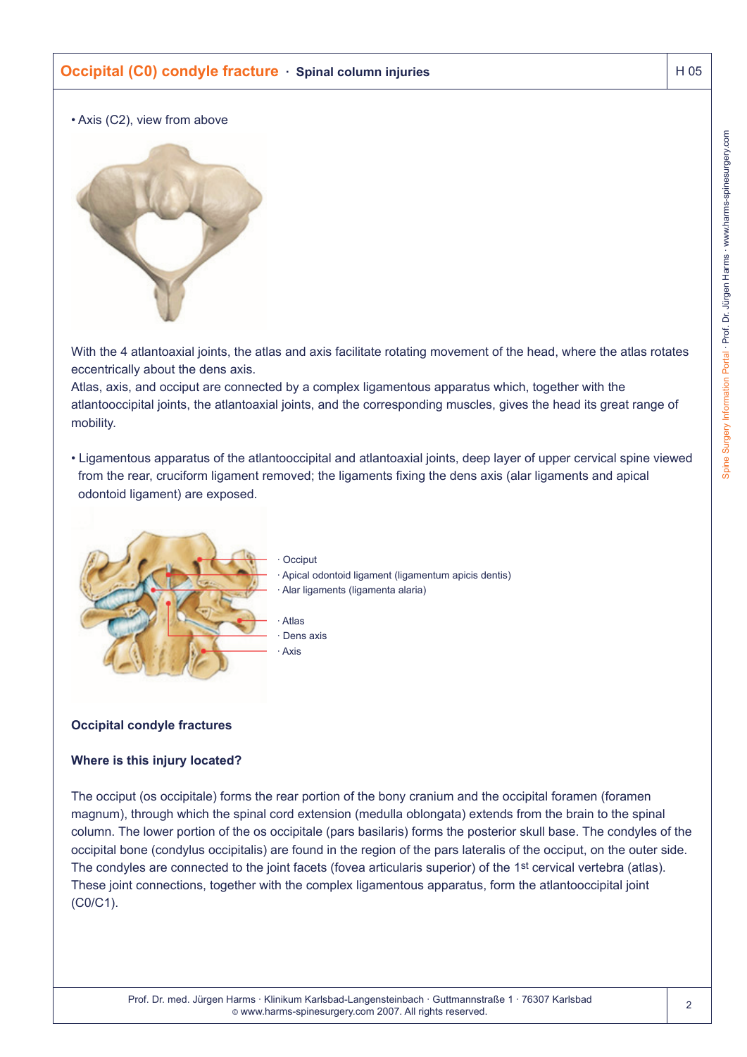• Axis (C2), view from above

With the 4 atlantoaxial joints, the atlas and axis facilitate rotating movement of the head, where the atlas rotates eccentrically about the dens axis.
Atlas, axis, and occiput are connected by a complex ligamentous apparatus which, together with the atlantooccipital joints, the atlantoaxial joints, and the corresponding muscles, gives the head its great range of mobility.

• Ligamentous apparatus of the atlantooccipital and atlantoaxial joints, deep layer of upper cervical spine viewed from the rear, cruciform ligament removed; the ligaments fixing the dens axis (alar ligaments and apical odontoid ligament) are exposed.

· Occiput
· Apical odontoid ligament (ligamentum apicis dentis)
· Alar ligaments (ligamenta alaria)
· Atlas
· Dens axis
· Axis

### Occipital condyle fractures

#### Where is this injury located?

The occiput (os occipitale) forms the rear portion of the bony cranium and the occipital foramen (foramen magnum), through which the spinal cord extension (medulla oblongata) extends from the brain to the spinal column. The lower portion of the os occipitale (pars basilaris) forms the posterior skull base. The condyles of the occipital bone (condylus occipitalis) are found in the region of the pars lateralis of the occiput, on the outer side. The condyles are connected to the joint facets (fovea articularis superior) of the 1st cervical vertebra (atlas). These joint connections, together with the complex ligamentous apparatus, form the atlantooccipital joint (C0/C1).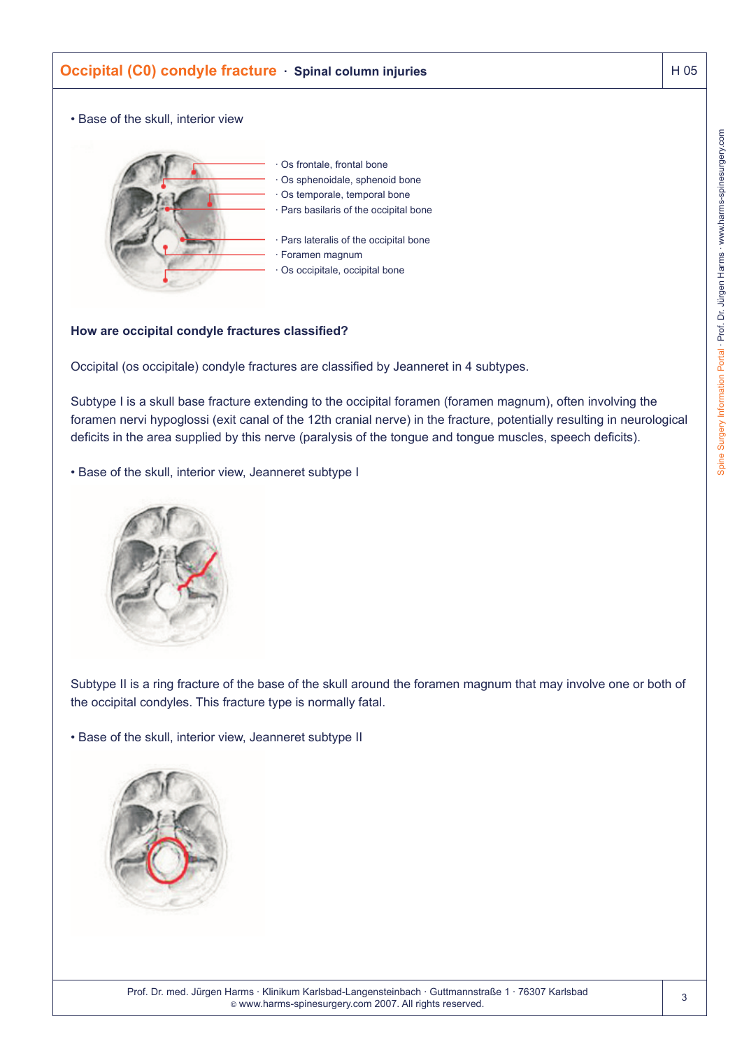## Occipital (C0) condyle fracture · Spinal column injuries

• Base of the skull, interior view

· Os frontale, frontal bone
· Os sphenoidale, sphenoid bone
· Os temporale, temporal bone
· Pars basilaris of the occipital bone
· Pars lateralis of the occipital bone
· Foramen magnum
· Os occipitale, occipital bone

**How are occipital condyle fractures classified?**

Occipital (os occipitale) condyle fractures are classified by Jeanneret in 4 subtypes.

Subtype I is a skull base fracture extending to the occipital foramen (foramen magnum), often involving the foramen nervi hypoglossi (exit canal of the 12th cranial nerve) in the fracture, potentially resulting in neurological deficits in the area supplied by this nerve (paralysis of the tongue and tongue muscles, speech deficits).

• Base of the skull, interior view, Jeanneret subtype I

Subtype II is a ring fracture of the base of the skull around the foramen magnum that may involve one or both of the occipital condyles. This fracture type is normally fatal.

• Base of the skull, interior view, Jeanneret subtype II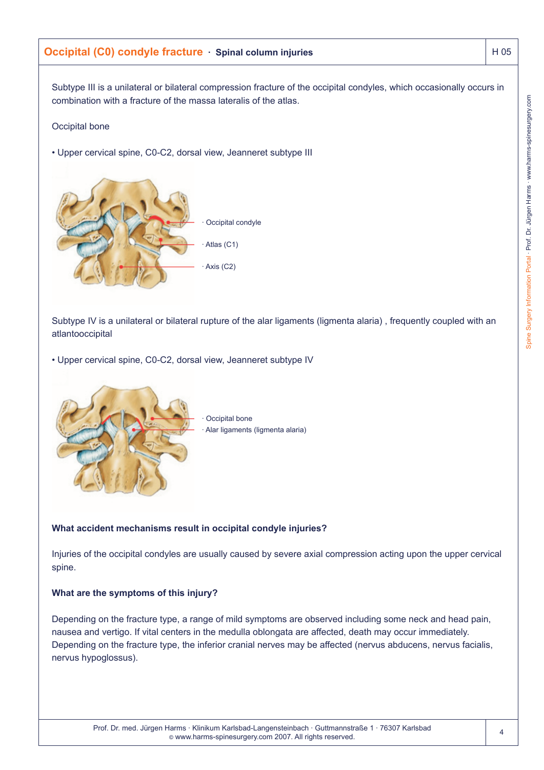## Occipital (C0) condyle fracture · Spinal column injuries

Subtype III is a unilateral or bilateral compression fracture of the occipital condyles, which occasionally occurs in combination with a fracture of the massa lateralis of the atlas.

Occipital bone

• Upper cervical spine, C0-C2, dorsal view, Jeanneret subtype III

· Occipital condyle
· Atlas (C1)
· Axis (C2)

Subtype IV is a unilateral or bilateral rupture of the alar ligaments (ligmenta alaria) , frequently coupled with an atlantooccipital

• Upper cervical spine, C0-C2, dorsal view, Jeanneret subtype IV

· Occipital bone
· Alar ligaments (ligmenta alaria)

**What accident mechanisms result in occipital condyle injuries?**

Injuries of the occipital condyles are usually caused by severe axial compression acting upon the upper cervical spine.

**What are the symptoms of this injury?**

Depending on the fracture type, a range of mild symptoms are observed including some neck and head pain, nausea and vertigo. If vital centers in the medulla oblongata are affected, death may occur immediately. Depending on the fracture type, the inferior cranial nerves may be affected (nervus abducens, nervus facialis, nervus hypoglossus).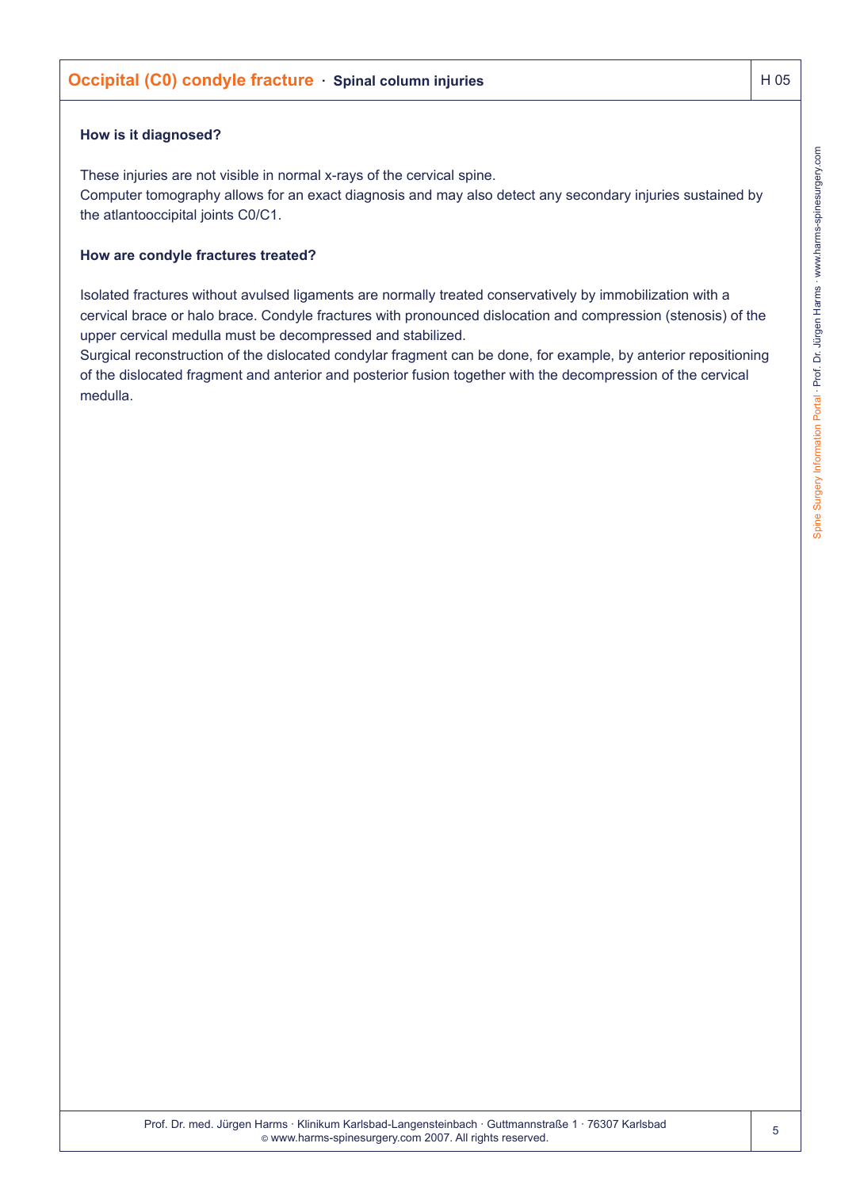## How is it diagnosed?

These injuries are not visible in normal x-rays of the cervical spine.
Computer tomography allows for an exact diagnosis and may also detect any secondary injuries sustained by the atlantooccipital joints C0/C1.

## How are condyle fractures treated?

Isolated fractures without avulsed ligaments are normally treated conservatively by immobilization with a cervical brace or halo brace. Condyle fractures with pronounced dislocation and compression (stenosis) of the upper cervical medulla must be decompressed and stabilized.
Surgical reconstruction of the dislocated condylar fragment can be done, for example, by anterior repositioning of the dislocated fragment and anterior and posterior fusion together with the decompression of the cervical medulla.